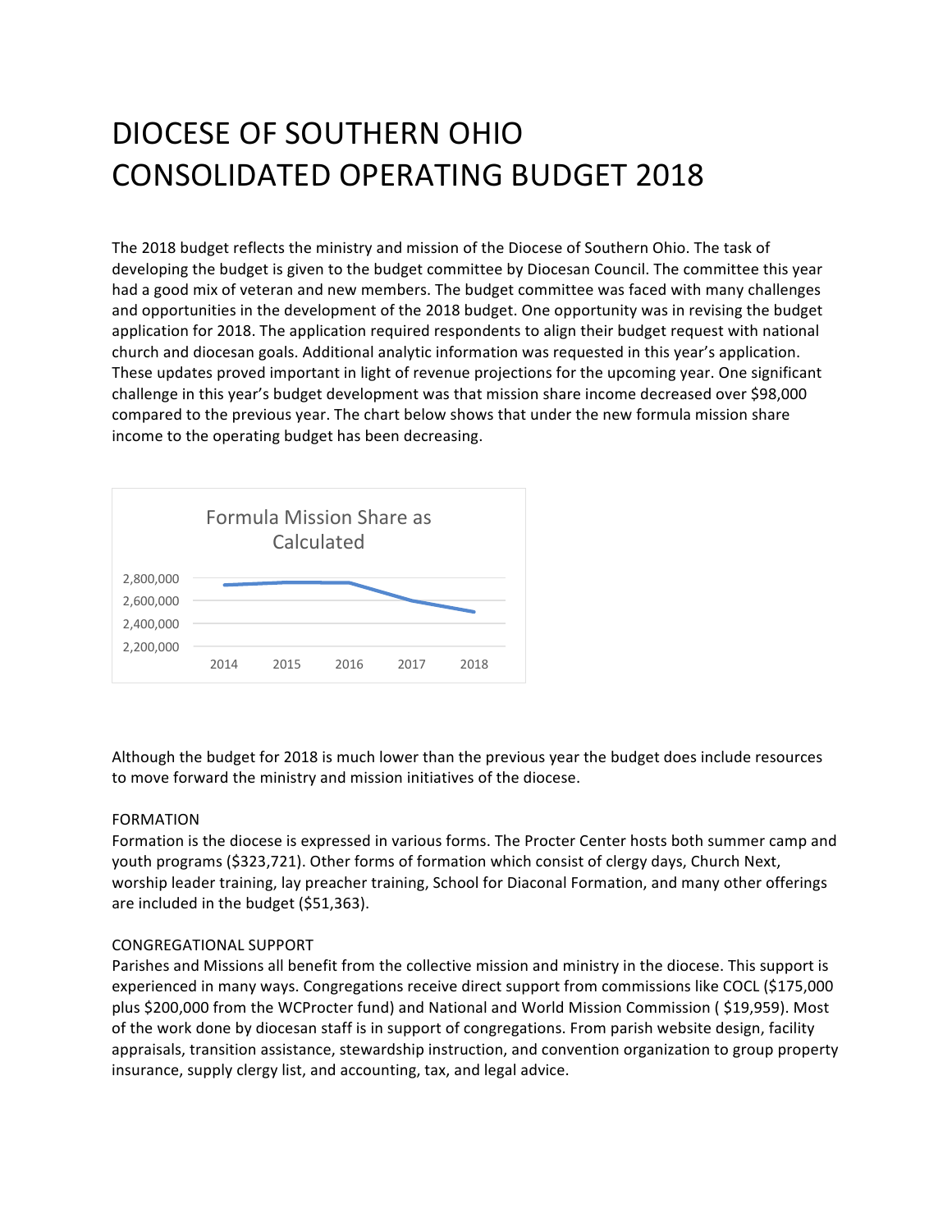# DIOCESE OF SOUTHERN OHIO
# CONSOLIDATED OPERATING BUDGET 2018

The 2018 budget reflects the ministry and mission of the Diocese of Southern Ohio. The task of developing the budget is given to the budget committee by Diocesan Council. The committee this year had a good mix of veteran and new members. The budget committee was faced with many challenges and opportunities in the development of the 2018 budget. One opportunity was in revising the budget application for 2018. The application required respondents to align their budget request with national church and diocesan goals. Additional analytic information was requested in this year's application. These updates proved important in light of revenue projections for the upcoming year. One significant challenge in this year's budget development was that mission share income decreased over $98,000 compared to the previous year. The chart below shows that under the new formula mission share income to the operating budget has been decreasing.

Formula Mission Share as Calculated

Although the budget for 2018 is much lower than the previous year the budget does include resources to move forward the ministry and mission initiatives of the diocese.

## FORMATION

Formation is the diocese is expressed in various forms. The Procter Center hosts both summer camp and youth programs ($323,721). Other forms of formation which consist of clergy days, Church Next, worship leader training, lay preacher training, School for Diaconal Formation, and many other offerings are included in the budget ($51,363).

## CONGREGATIONAL SUPPORT

Parishes and Missions all benefit from the collective mission and ministry in the diocese. This support is experienced in many ways. Congregations receive direct support from commissions like COCL ($175,000 plus $200,000 from the WCProcter fund) and National and World Mission Commission ( $19,959). Most of the work done by diocesan staff is in support of congregations. From parish website design, facility appraisals, transition assistance, stewardship instruction, and convention organization to group property insurance, supply clergy list, and accounting, tax, and legal advice.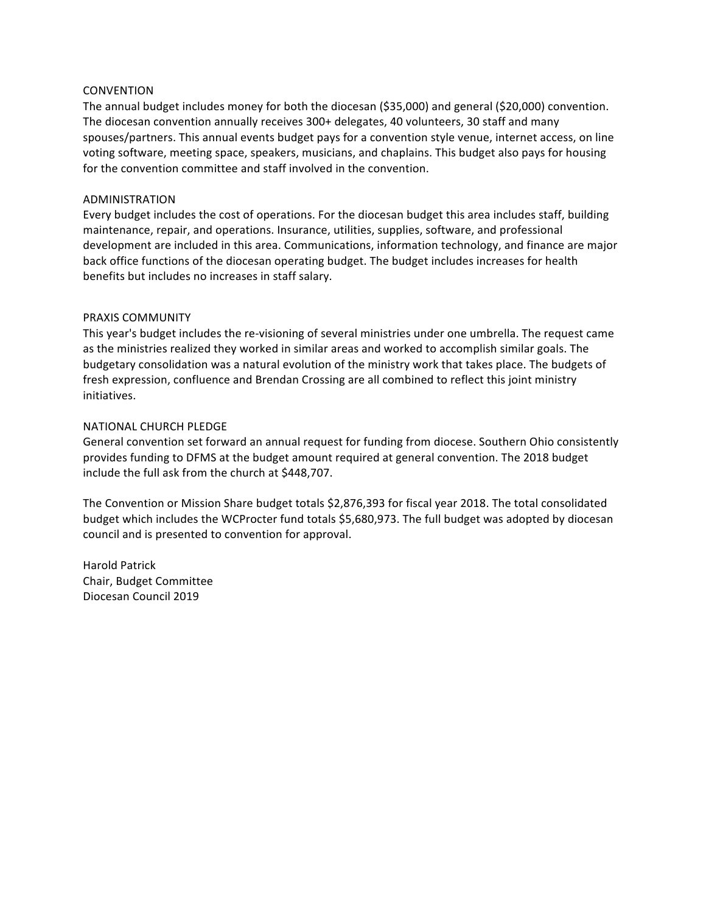## CONVENTION

The annual budget includes money for both the diocesan ($35,000) and general ($20,000) convention. The diocesan convention annually receives 300+ delegates, 40 volunteers, 30 staff and many spouses/partners. This annual events budget pays for a convention style venue, internet access, on line voting software, meeting space, speakers, musicians, and chaplains. This budget also pays for housing for the convention committee and staff involved in the convention.

## ADMINISTRATION

Every budget includes the cost of operations. For the diocesan budget this area includes staff, building maintenance, repair, and operations. Insurance, utilities, supplies, software, and professional development are included in this area. Communications, information technology, and finance are major back office functions of the diocesan operating budget. The budget includes increases for health benefits but includes no increases in staff salary.

## PRAXIS COMMUNITY

This year's budget includes the re-visioning of several ministries under one umbrella. The request came as the ministries realized they worked in similar areas and worked to accomplish similar goals. The budgetary consolidation was a natural evolution of the ministry work that takes place. The budgets of fresh expression, confluence and Brendan Crossing are all combined to reflect this joint ministry initiatives.

## NATIONAL CHURCH PLEDGE

General convention set forward an annual request for funding from diocese. Southern Ohio consistently provides funding to DFMS at the budget amount required at general convention. The 2018 budget include the full ask from the church at $448,707.

The Convention or Mission Share budget totals $2,876,393 for fiscal year 2018. The total consolidated budget which includes the WCProcter fund totals $5,680,973. The full budget was adopted by diocesan council and is presented to convention for approval.

Harold Patrick
Chair, Budget Committee
Diocesan Council 2019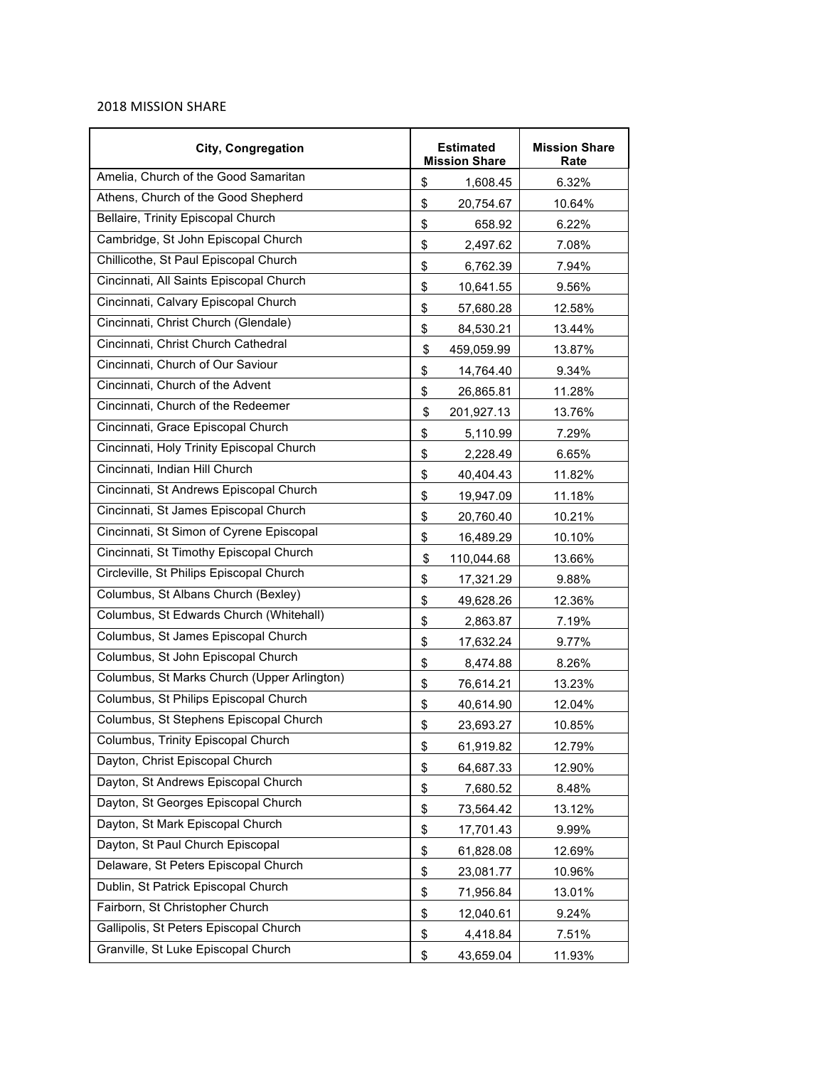2018 MISSION SHARE

| City, Congregation | Estimated Mission Share | Mission Share Rate |
|---|---|---|
| Amelia, Church of the Good Samaritan | $ 1,608.45 | 6.32% |
| Athens, Church of the Good Shepherd | $ 20,754.67 | 10.64% |
| Bellaire, Trinity Episcopal Church | $ 658.92 | 6.22% |
| Cambridge, St John Episcopal Church | $ 2,497.62 | 7.08% |
| Chillicothe, St Paul Episcopal Church | $ 6,762.39 | 7.94% |
| Cincinnati, All Saints Episcopal Church | $ 10,641.55 | 9.56% |
| Cincinnati, Calvary Episcopal Church | $ 57,680.28 | 12.58% |
| Cincinnati, Christ Church (Glendale) | $ 84,530.21 | 13.44% |
| Cincinnati, Christ Church Cathedral | $ 459,059.99 | 13.87% |
| Cincinnati, Church of Our Saviour | $ 14,764.40 | 9.34% |
| Cincinnati, Church of the Advent | $ 26,865.81 | 11.28% |
| Cincinnati, Church of the Redeemer | $ 201,927.13 | 13.76% |
| Cincinnati, Grace Episcopal Church | $ 5,110.99 | 7.29% |
| Cincinnati, Holy Trinity Episcopal Church | $ 2,228.49 | 6.65% |
| Cincinnati, Indian Hill Church | $ 40,404.43 | 11.82% |
| Cincinnati, St Andrews Episcopal Church | $ 19,947.09 | 11.18% |
| Cincinnati, St James Episcopal Church | $ 20,760.40 | 10.21% |
| Cincinnati, St Simon of Cyrene Episcopal | $ 16,489.29 | 10.10% |
| Cincinnati, St Timothy Episcopal Church | $ 110,044.68 | 13.66% |
| Circleville, St Philips Episcopal Church | $ 17,321.29 | 9.88% |
| Columbus, St Albans Church (Bexley) | $ 49,628.26 | 12.36% |
| Columbus, St Edwards Church (Whitehall) | $ 2,863.87 | 7.19% |
| Columbus, St James Episcopal Church | $ 17,632.24 | 9.77% |
| Columbus, St John Episcopal Church | $ 8,474.88 | 8.26% |
| Columbus, St Marks Church (Upper Arlington) | $ 76,614.21 | 13.23% |
| Columbus, St Philips Episcopal Church | $ 40,614.90 | 12.04% |
| Columbus, St Stephens Episcopal Church | $ 23,693.27 | 10.85% |
| Columbus, Trinity Episcopal Church | $ 61,919.82 | 12.79% |
| Dayton, Christ Episcopal Church | $ 64,687.33 | 12.90% |
| Dayton, St Andrews Episcopal Church | $ 7,680.52 | 8.48% |
| Dayton, St Georges Episcopal Church | $ 73,564.42 | 13.12% |
| Dayton, St Mark Episcopal Church | $ 17,701.43 | 9.99% |
| Dayton, St Paul Church Episcopal | $ 61,828.08 | 12.69% |
| Delaware, St Peters Episcopal Church | $ 23,081.77 | 10.96% |
| Dublin, St Patrick Episcopal Church | $ 71,956.84 | 13.01% |
| Fairborn, St Christopher Church | $ 12,040.61 | 9.24% |
| Gallipolis, St Peters Episcopal Church | $ 4,418.84 | 7.51% |
| Granville, St Luke Episcopal Church | $ 43,659.04 | 11.93% |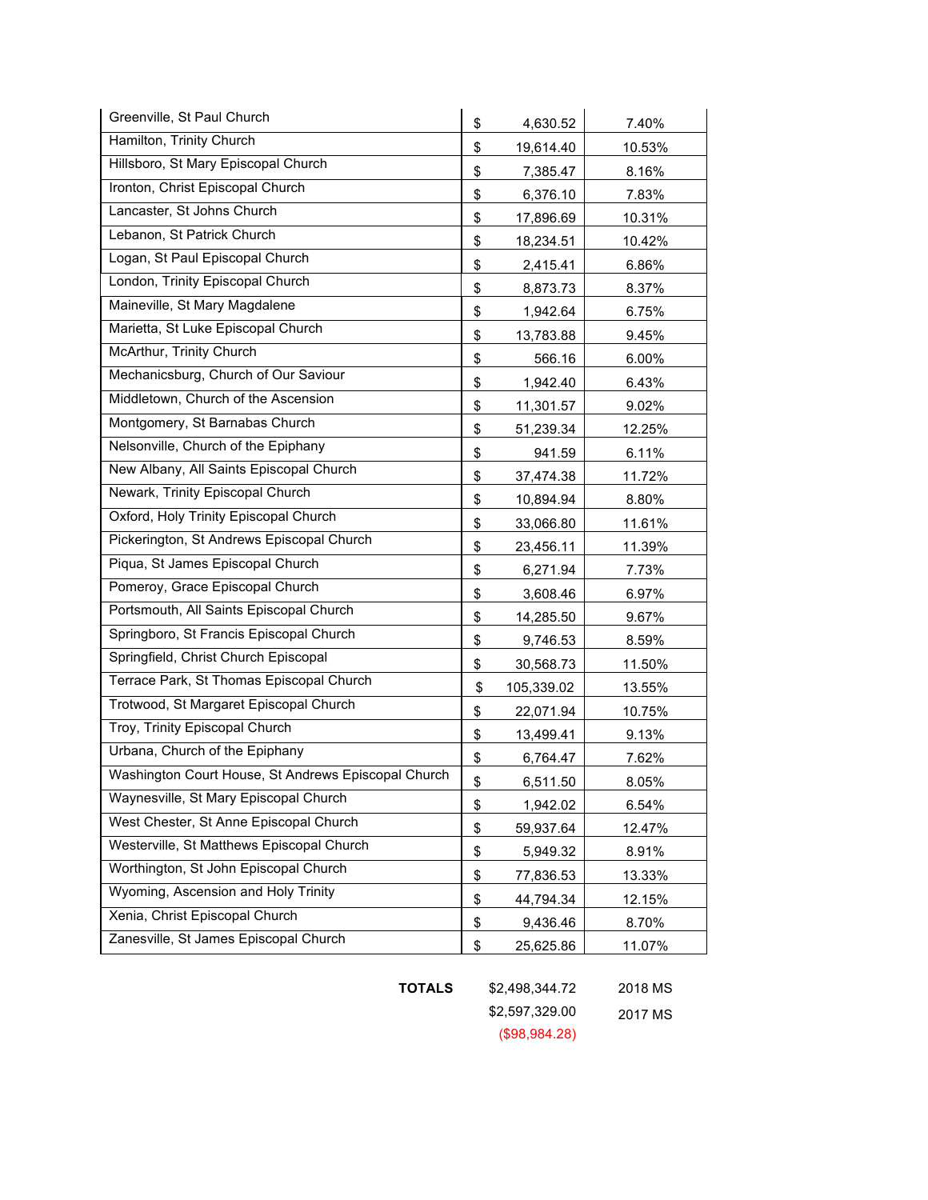| | | |
|---|---|---|
| Greenville, St Paul Church | $ 4,630.52 | 7.40% |
| Hamilton, Trinity Church | $ 19,614.40 | 10.53% |
| Hillsboro, St Mary Episcopal Church | $ 7,385.47 | 8.16% |
| Ironton, Christ Episcopal Church | $ 6,376.10 | 7.83% |
| Lancaster, St Johns Church | $ 17,896.69 | 10.31% |
| Lebanon, St Patrick Church | $ 18,234.51 | 10.42% |
| Logan, St Paul Episcopal Church | $ 2,415.41 | 6.86% |
| London, Trinity Episcopal Church | $ 8,873.73 | 8.37% |
| Maineville, St Mary Magdalene | $ 1,942.64 | 6.75% |
| Marietta, St Luke Episcopal Church | $ 13,783.88 | 9.45% |
| McArthur, Trinity Church | $ 566.16 | 6.00% |
| Mechanicsburg, Church of Our Saviour | $ 1,942.40 | 6.43% |
| Middletown, Church of the Ascension | $ 11,301.57 | 9.02% |
| Montgomery, St Barnabas Church | $ 51,239.34 | 12.25% |
| Nelsonville, Church of the Epiphany | $ 941.59 | 6.11% |
| New Albany, All Saints Episcopal Church | $ 37,474.38 | 11.72% |
| Newark, Trinity Episcopal Church | $ 10,894.94 | 8.80% |
| Oxford, Holy Trinity Episcopal Church | $ 33,066.80 | 11.61% |
| Pickerington, St Andrews Episcopal Church | $ 23,456.11 | 11.39% |
| Piqua, St James Episcopal Church | $ 6,271.94 | 7.73% |
| Pomeroy, Grace Episcopal Church | $ 3,608.46 | 6.97% |
| Portsmouth, All Saints Episcopal Church | $ 14,285.50 | 9.67% |
| Springboro, St Francis Episcopal Church | $ 9,746.53 | 8.59% |
| Springfield, Christ Church Episcopal | $ 30,568.73 | 11.50% |
| Terrace Park, St Thomas Episcopal Church | $ 105,339.02 | 13.55% |
| Trotwood, St Margaret Episcopal Church | $ 22,071.94 | 10.75% |
| Troy, Trinity Episcopal Church | $ 13,499.41 | 9.13% |
| Urbana, Church of the Epiphany | $ 6,764.47 | 7.62% |
| Washington Court House, St Andrews Episcopal Church | $ 6,511.50 | 8.05% |
| Waynesville, St Mary Episcopal Church | $ 1,942.02 | 6.54% |
| West Chester, St Anne Episcopal Church | $ 59,937.64 | 12.47% |
| Westerville, St Matthews Episcopal Church | $ 5,949.32 | 8.91% |
| Worthington, St John Episcopal Church | $ 77,836.53 | 13.33% |
| Wyoming, Ascension and Holy Trinity | $ 44,794.34 | 12.15% |
| Xenia, Christ Episcopal Church | $ 9,436.46 | 8.70% |
| Zanesville, St James Episcopal Church | $ 25,625.86 | 11.07% |

| | | |
|---|---|---|
| **TOTALS** | $2,498,344.72 | 2018 MS |
| | $2,597,329.00 | 2017 MS |
| | ($98,984.28) | |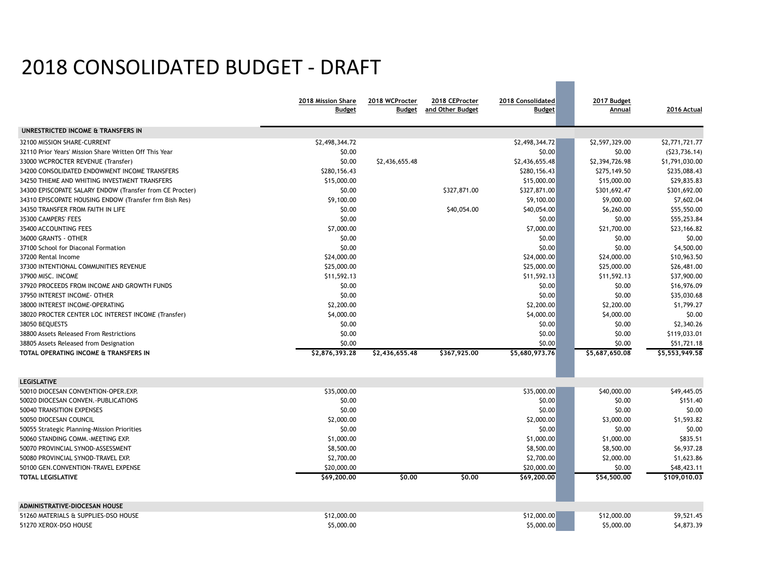# 2018 CONSOLIDATED BUDGET - DRAFT

| | 2018 Mission Share Budget | 2018 WCProcter Budget | 2018 CEProcter and Other Budget | 2018 Consolidated Budget | 2017 Budget Annual | 2016 Actual |
|---|---|---|---|---|---|---|
| **UNRESTRICTED INCOME & TRANSFERS IN** | | | | | | |
| 32100 MISSION SHARE-CURRENT | $2,498,344.72 | | | $2,498,344.72 | $2,597,329.00 | $2,771,721.77 |
| 32110 Prior Years' Mission Share Written Off This Year | $0.00 | | | $0.00 | $0.00 | ($23,736.14) |
| 33000 WCPROCTER REVENUE (Transfer) | $0.00 | $2,436,655.48 | | $2,436,655.48 | $2,394,726.98 | $1,791,030.00 |
| 34200 CONSOLIDATED ENDOWMENT INCOME TRANSFERS | $280,156.43 | | | $280,156.43 | $275,149.50 | $235,088.43 |
| 34250 THIEME AND WHITING INVESTMENT TRANSFERS | $15,000.00 | | | $15,000.00 | $15,000.00 | $29,835.83 |
| 34300 EPISCOPATE SALARY ENDOW (Transfer from CE Procter) | $0.00 | | $327,871.00 | $327,871.00 | $301,692.47 | $301,692.00 |
| 34310 EPISCOPATE HOUSING ENDOW (Transfer frm Bish Res) | $9,100.00 | | | $9,100.00 | $9,000.00 | $7,602.04 |
| 34350 TRANSFER FROM FAITH IN LIFE | $0.00 | | $40,054.00 | $40,054.00 | $6,260.00 | $55,550.00 |
| 35300 CAMPERS' FEES | $0.00 | | | $0.00 | $0.00 | $55,253.84 |
| 35400 ACCOUNTING FEES | $7,000.00 | | | $7,000.00 | $21,700.00 | $23,166.82 |
| 36000 GRANTS - OTHER | $0.00 | | | $0.00 | $0.00 | $0.00 |
| 37100 School for Diaconal Formation | $0.00 | | | $0.00 | $0.00 | $4,500.00 |
| 37200 Rental Income | $24,000.00 | | | $24,000.00 | $24,000.00 | $10,963.50 |
| 37300 INTENTIONAL COMMUNITIES REVENUE | $25,000.00 | | | $25,000.00 | $25,000.00 | $26,481.00 |
| 37900 MISC. INCOME | $11,592.13 | | | $11,592.13 | $11,592.13 | $37,900.00 |
| 37920 PROCEEDS FROM INCOME AND GROWTH FUNDS | $0.00 | | | $0.00 | $0.00 | $16,976.09 |
| 37950 INTEREST INCOME- OTHER | $0.00 | | | $0.00 | $0.00 | $35,030.68 |
| 38000 INTEREST INCOME-OPERATING | $2,200.00 | | | $2,200.00 | $2,200.00 | $1,799.27 |
| 38020 PROCTER CENTER LOC INTEREST INCOME (Transfer) | $4,000.00 | | | $4,000.00 | $4,000.00 | $0.00 |
| 38050 BEQUESTS | $0.00 | | | $0.00 | $0.00 | $2,340.26 |
| 38800 Assets Released From Restrictions | $0.00 | | | $0.00 | $0.00 | $119,033.01 |
| 38805 Assets Released from Designation | $0.00 | | | $0.00 | $0.00 | $51,721.18 |
| **TOTAL OPERATING INCOME & TRANSFERS IN** | **$2,876,393.28** | **$2,436,655.48** | **$367,925.00** | **$5,680,973.76** | **$5,687,650.08** | **$5,553,949.58** |
| | | | | | | |
| **LEGISLATIVE** | | | | | | |
| 50010 DIOCESAN CONVENTION-OPER.EXP. | $35,000.00 | | | $35,000.00 | $40,000.00 | $49,445.05 |
| 50020 DIOCESAN CONVEN.-PUBLICATIONS | $0.00 | | | $0.00 | $0.00 | $151.40 |
| 50040 TRANSITION EXPENSES | $0.00 | | | $0.00 | $0.00 | $0.00 |
| 50050 DIOCESAN COUNCIL | $2,000.00 | | | $2,000.00 | $3,000.00 | $1,593.82 |
| 50055 Strategic Planning-Mission Priorities | $0.00 | | | $0.00 | $0.00 | $0.00 |
| 50060 STANDING COMM.-MEETING EXP. | $1,000.00 | | | $1,000.00 | $1,000.00 | $835.51 |
| 50070 PROVINCIAL SYNOD-ASSESSMENT | $8,500.00 | | | $8,500.00 | $8,500.00 | $6,937.28 |
| 50080 PROVINCIAL SYNOD-TRAVEL EXP. | $2,700.00 | | | $2,700.00 | $2,000.00 | $1,623.86 |
| 50100 GEN.CONVENTION-TRAVEL EXPENSE | $20,000.00 | | | $20,000.00 | $0.00 | $48,423.11 |
| **TOTAL LEGISLATIVE** | **$69,200.00** | **$0.00** | **$0.00** | **$69,200.00** | **$54,500.00** | **$109,010.03** |
| | | | | | | |
| **ADMINISTRATIVE-DIOCESAN HOUSE** | | | | | | |
| 51260 MATERIALS & SUPPLIES-DSO HOUSE | $12,000.00 | | | $12,000.00 | $12,000.00 | $9,521.45 |
| 51270 XEROX-DSO HOUSE | $5,000.00 | | | $5,000.00 | $5,000.00 | $4,873.39 |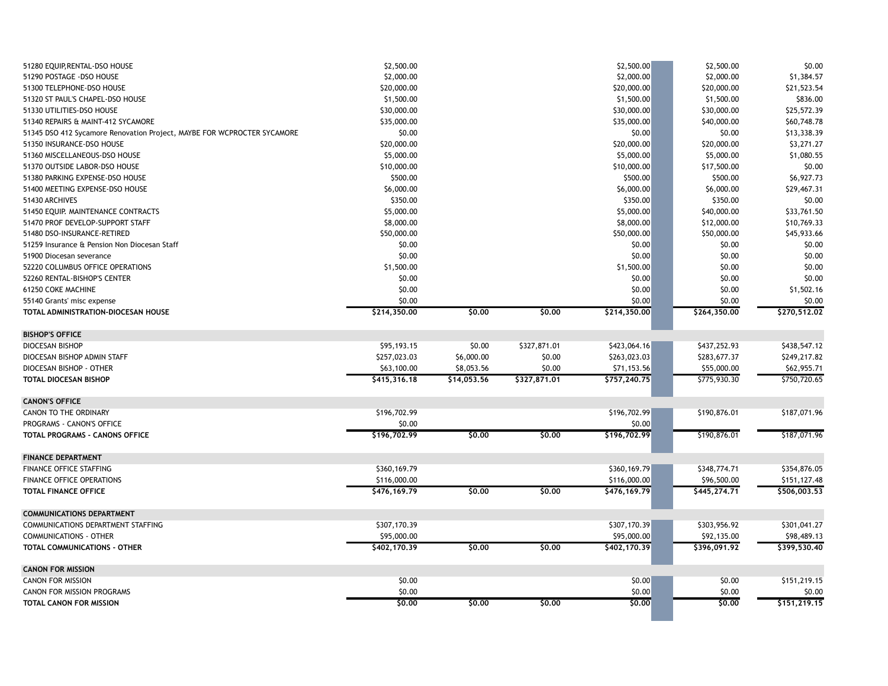| | | | | | | |
|---|---|---|---|---|---|---|
| 51280 EQUIP,RENTAL-DSO HOUSE | $2,500.00 | | | $2,500.00 | $2,500.00 | $0.00 |
| 51290 POSTAGE -DSO HOUSE | $2,000.00 | | | $2,000.00 | $2,000.00 | $1,384.57 |
| 51300 TELEPHONE-DSO HOUSE | $20,000.00 | | | $20,000.00 | $20,000.00 | $21,523.54 |
| 51320 ST PAUL'S CHAPEL-DSO HOUSE | $1,500.00 | | | $1,500.00 | $1,500.00 | $836.00 |
| 51330 UTILITIES-DSO HOUSE | $30,000.00 | | | $30,000.00 | $30,000.00 | $25,572.39 |
| 51340 REPAIRS & MAINT-412 SYCAMORE | $35,000.00 | | | $35,000.00 | $40,000.00 | $60,748.78 |
| 51345 DSO 412 Sycamore Renovation Project, MAYBE FOR WCPROCTER SYCAMORE | $0.00 | | | $0.00 | $0.00 | $13,338.39 |
| 51350 INSURANCE-DSO HOUSE | $20,000.00 | | | $20,000.00 | $20,000.00 | $3,271.27 |
| 51360 MISCELLANEOUS-DSO HOUSE | $5,000.00 | | | $5,000.00 | $5,000.00 | $1,080.55 |
| 51370 OUTSIDE LABOR-DSO HOUSE | $10,000.00 | | | $10,000.00 | $17,500.00 | $0.00 |
| 51380 PARKING EXPENSE-DSO HOUSE | $500.00 | | | $500.00 | $500.00 | $6,927.73 |
| 51400 MEETING EXPENSE-DSO HOUSE | $6,000.00 | | | $6,000.00 | $6,000.00 | $29,467.31 |
| 51430 ARCHIVES | $350.00 | | | $350.00 | $350.00 | $0.00 |
| 51450 EQUIP. MAINTENANCE CONTRACTS | $5,000.00 | | | $5,000.00 | $40,000.00 | $33,761.50 |
| 51470 PROF DEVELOP-SUPPORT STAFF | $8,000.00 | | | $8,000.00 | $12,000.00 | $10,769.33 |
| 51480 DSO-INSURANCE-RETIRED | $50,000.00 | | | $50,000.00 | $50,000.00 | $45,933.66 |
| 51259 Insurance & Pension Non Diocesan Staff | $0.00 | | | $0.00 | $0.00 | $0.00 |
| 51900 Diocesan severance | $0.00 | | | $0.00 | $0.00 | $0.00 |
| 52220 COLUMBUS OFFICE OPERATIONS | $1,500.00 | | | $1,500.00 | $0.00 | $0.00 |
| 52260 RENTAL-BISHOP'S CENTER | $0.00 | | | $0.00 | $0.00 | $0.00 |
| 61250 COKE MACHINE | $0.00 | | | $0.00 | $0.00 | $1,502.16 |
| 55140 Grants' misc expense | $0.00 | | | $0.00 | $0.00 | $0.00 |
| **TOTAL ADMINISTRATION-DIOCESAN HOUSE** | **$214,350.00** | **$0.00** | **$0.00** | **$214,350.00** | **$264,350.00** | **$270,512.02** |
| | | | | | | |
| **BISHOP'S OFFICE** | | | | | | |
| DIOCESAN BISHOP | $95,193.15 | $0.00 | $327,871.01 | $423,064.16 | $437,252.93 | $438,547.12 |
| DIOCESAN BISHOP ADMIN STAFF | $257,023.03 | $6,000.00 | $0.00 | $263,023.03 | $283,677.37 | $249,217.82 |
| DIOCESAN BISHOP - OTHER | $63,100.00 | $8,053.56 | $0.00 | $71,153.56 | $55,000.00 | $62,955.71 |
| **TOTAL DIOCESAN BISHOP** | **$415,316.18** | **$14,053.56** | **$327,871.01** | **$757,240.75** | $775,930.30 | $750,720.65 |
| | | | | | | |
| **CANON'S OFFICE** | | | | | | |
| CANON TO THE ORDINARY | $196,702.99 | | | $196,702.99 | $190,876.01 | $187,071.96 |
| PROGRAMS - CANON'S OFFICE | $0.00 | | | $0.00 | | |
| **TOTAL PROGRAMS - CANONS OFFICE** | **$196,702.99** | **$0.00** | **$0.00** | **$196,702.99** | $190,876.01 | $187,071.96 |
| | | | | | | |
| **FINANCE DEPARTMENT** | | | | | | |
| FINANCE OFFICE STAFFING | $360,169.79 | | | $360,169.79 | $348,774.71 | $354,876.05 |
| FINANCE OFFICE OPERATIONS | $116,000.00 | | | $116,000.00 | $96,500.00 | $151,127.48 |
| **TOTAL FINANCE OFFICE** | **$476,169.79** | **$0.00** | **$0.00** | **$476,169.79** | **$445,274.71** | **$506,003.53** |
| | | | | | | |
| **COMMUNICATIONS DEPARTMENT** | | | | | | |
| COMMUNICATIONS DEPARTMENT STAFFING | $307,170.39 | | | $307,170.39 | $303,956.92 | $301,041.27 |
| COMMUNICATIONS - OTHER | $95,000.00 | | | $95,000.00 | $92,135.00 | $98,489.13 |
| **TOTAL COMMUNICATIONS - OTHER** | **$402,170.39** | **$0.00** | **$0.00** | **$402,170.39** | **$396,091.92** | **$399,530.40** |
| | | | | | | |
| **CANON FOR MISSION** | | | | | | |
| CANON FOR MISSION | $0.00 | | | $0.00 | $0.00 | $151,219.15 |
| CANON FOR MISSION PROGRAMS | $0.00 | | | $0.00 | $0.00 | $0.00 |
| **TOTAL CANON FOR MISSION** | **$0.00** | **$0.00** | **$0.00** | **$0.00** | **$0.00** | **$151,219.15** |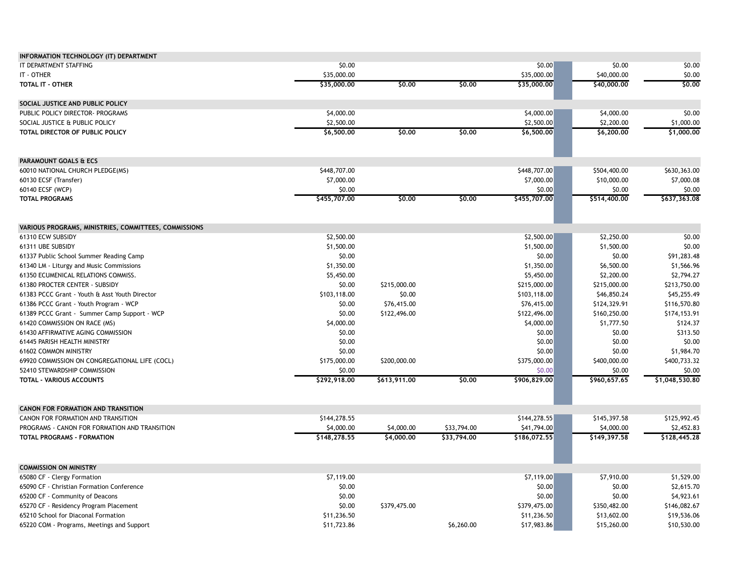| | | | | | | | |
|---|---|---|---|---|---|---|---|
| **INFORMATION TECHNOLOGY (IT) DEPARTMENT** | | | | | | | |
| IT DEPARTMENT STAFFING | $0.00 | | | $0.00 | | $0.00 | $0.00 |
| IT - OTHER | $35,000.00 | | | $35,000.00 | | $40,000.00 | $0.00 |
| **TOTAL IT - OTHER** | **$35,000.00** | **$0.00** | **$0.00** | **$35,000.00** | | **$40,000.00** | **$0.00** |
| | | | | | | | |
| **SOCIAL JUSTICE AND PUBLIC POLICY** | | | | | | | |
| PUBLIC POLICY DIRECTOR- PROGRAMS | $4,000.00 | | | $4,000.00 | | $4,000.00 | $0.00 |
| SOCIAL JUSTICE & PUBLIC POLICY | $2,500.00 | | | $2,500.00 | | $2,200.00 | $1,000.00 |
| **TOTAL DIRECTOR OF PUBLIC POLICY** | **$6,500.00** | **$0.00** | **$0.00** | **$6,500.00** | | **$6,200.00** | **$1,000.00** |
| | | | | | | | |
| **PARAMOUNT GOALS & ECS** | | | | | | | |
| 60010 NATIONAL CHURCH PLEDGE(MS) | $448,707.00 | | | $448,707.00 | | $504,400.00 | $630,363.00 |
| 60130 ECSF (Transfer) | $7,000.00 | | | $7,000.00 | | $10,000.00 | $7,000.08 |
| 60140 ECSF (WCP) | $0.00 | | | $0.00 | | $0.00 | $0.00 |
| **TOTAL PROGRAMS** | **$455,707.00** | **$0.00** | **$0.00** | **$455,707.00** | | **$514,400.00** | **$637,363.08** |
| | | | | | | | |
| **VARIOUS PROGRAMS, MINISTRIES, COMMITTEES, COMMISSIONS** | | | | | | | |
| 61310 ECW SUBSIDY | $2,500.00 | | | $2,500.00 | | $2,250.00 | $0.00 |
| 61311 UBE SUBSIDY | $1,500.00 | | | $1,500.00 | | $1,500.00 | $0.00 |
| 61337 Public School Summer Reading Camp | $0.00 | | | $0.00 | | $0.00 | $91,283.48 |
| 61340 LM - Liturgy and Music Commissions | $1,350.00 | | | $1,350.00 | | $6,500.00 | $1,566.96 |
| 61350 ECUMENICAL RELATIONS COMMISS. | $5,450.00 | | | $5,450.00 | | $2,200.00 | $2,794.27 |
| 61380 PROCTER CENTER - SUBSIDY | $0.00 | $215,000.00 | | $215,000.00 | | $215,000.00 | $213,750.00 |
| 61383 PCCC Grant - Youth & Asst Youth Director | $103,118.00 | $0.00 | | $103,118.00 | | $46,850.24 | $45,255.49 |
| 61386 PCCC Grant - Youth Program - WCP | $0.00 | $76,415.00 | | $76,415.00 | | $124,329.91 | $116,570.80 |
| 61389 PCCC Grant - Summer Camp Support - WCP | $0.00 | $122,496.00 | | $122,496.00 | | $160,250.00 | $174,153.91 |
| 61420 COMMISSION ON RACE (MS) | $4,000.00 | | | $4,000.00 | | $1,777.50 | $124.37 |
| 61430 AFFIRMATIVE AGING COMMISSION | $0.00 | | | $0.00 | | $0.00 | $313.50 |
| 61445 PARISH HEALTH MINISTRY | $0.00 | | | $0.00 | | $0.00 | $0.00 |
| 61602 COMMON MINISTRY | $0.00 | | | $0.00 | | $0.00 | $1,984.70 |
| 69920 COMMISSION ON CONGREGATIONAL LIFE (COCL) | $175,000.00 | $200,000.00 | | $375,000.00 | | $400,000.00 | $400,733.32 |
| 52410 STEWARDSHIP COMMISSION | $0.00 | | | $0.00 | | $0.00 | $0.00 |
| **TOTAL - VARIOUS ACCOUNTS** | **$292,918.00** | **$613,911.00** | **$0.00** | **$906,829.00** | | **$960,657.65** | **$1,048,530.80** |
| | | | | | | | |
| **CANON FOR FORMATION AND TRANSITION** | | | | | | | |
| CANON FOR FORMATION AND TRANSITION | $144,278.55 | | | $144,278.55 | | $145,397.58 | $125,992.45 |
| PROGRAMS - CANON FOR FORMATION AND TRANSITION | $4,000.00 | $4,000.00 | $33,794.00 | $41,794.00 | | $4,000.00 | $2,452.83 |
| **TOTAL PROGRAMS - FORMATION** | **$148,278.55** | **$4,000.00** | **$33,794.00** | **$186,072.55** | | **$149,397.58** | **$128,445.28** |
| | | | | | | | |
| **COMMISSION ON MINISTRY** | | | | | | | |
| 65080 CF - Clergy Formation | $7,119.00 | | | $7,119.00 | | $7,910.00 | $1,529.00 |
| 65090 CF - Christian Formation Conference | $0.00 | | | $0.00 | | $0.00 | $2,615.70 |
| 65200 CF - Community of Deacons | $0.00 | | | $0.00 | | $0.00 | $4,923.61 |
| 65270 CF - Residency Program Placement | $0.00 | $379,475.00 | | $379,475.00 | | $350,482.00 | $146,082.67 |
| 65210 School for Diaconal Formation | $11,236.50 | | | $11,236.50 | | $13,602.00 | $19,536.06 |
| 65220 COM - Programs, Meetings and Support | $11,723.86 | | $6,260.00 | $17,983.86 | | $15,260.00 | $10,530.00 |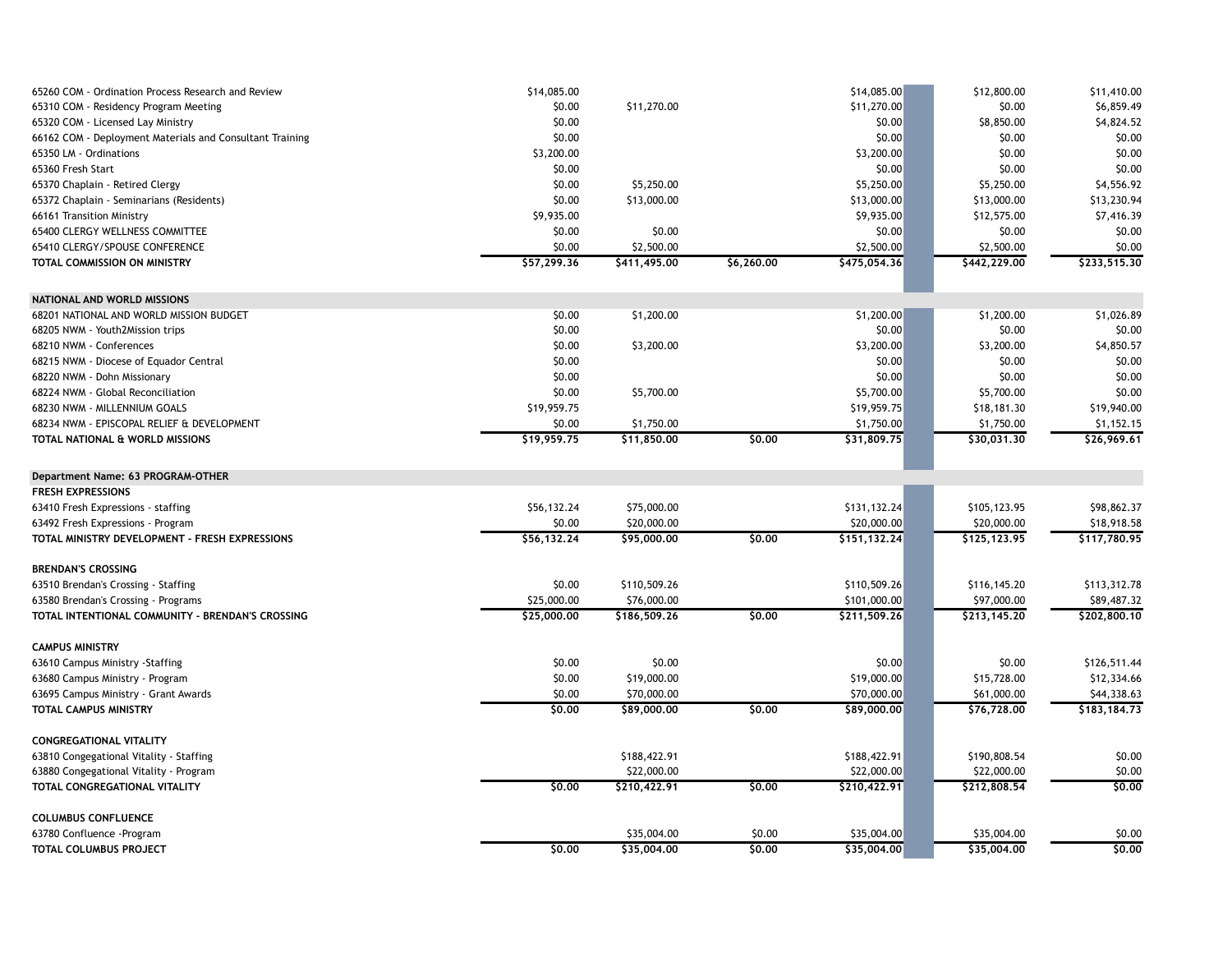| | | | | | | |
|---|---|---|---|---|---|---|
| 65260 COM - Ordination Process Research and Review | $14,085.00 | | | $14,085.00 | $12,800.00 | $11,410.00 |
| 65310 COM - Residency Program Meeting | $0.00 | $11,270.00 | | $11,270.00 | $0.00 | $6,859.49 |
| 65320 COM - Licensed Lay Ministry | $0.00 | | | $0.00 | $8,850.00 | $4,824.52 |
| 66162 COM - Deployment Materials and Consultant Training | $0.00 | | | $0.00 | $0.00 | $0.00 |
| 65350 LM - Ordinations | $3,200.00 | | | $3,200.00 | $0.00 | $0.00 |
| 65360 Fresh Start | $0.00 | | | $0.00 | $0.00 | $0.00 |
| 65370 Chaplain - Retired Clergy | $0.00 | $5,250.00 | | $5,250.00 | $5,250.00 | $4,556.92 |
| 65372 Chaplain - Seminarians (Residents) | $0.00 | $13,000.00 | | $13,000.00 | $13,000.00 | $13,230.94 |
| 66161 Transition Ministry | $9,935.00 | | | $9,935.00 | $12,575.00 | $7,416.39 |
| 65400 CLERGY WELLNESS COMMITTEE | $0.00 | $0.00 | | $0.00 | $0.00 | $0.00 |
| 65410 CLERGY/SPOUSE CONFERENCE | $0.00 | $2,500.00 | | $2,500.00 | $2,500.00 | $0.00 |
| **TOTAL COMMISSION ON MINISTRY** | **$57,299.36** | **$411,495.00** | **$6,260.00** | **$475,054.36** | **$442,229.00** | **$233,515.30** |
| | | | | | | |
| **NATIONAL AND WORLD MISSIONS** | | | | | | |
| 68201 NATIONAL AND WORLD MISSION BUDGET | $0.00 | $1,200.00 | | $1,200.00 | $1,200.00 | $1,026.89 |
| 68205 NWM - Youth2Mission trips | $0.00 | | | $0.00 | $0.00 | $0.00 |
| 68210 NWM - Conferences | $0.00 | $3,200.00 | | $3,200.00 | $3,200.00 | $4,850.57 |
| 68215 NWM - Diocese of Equador Central | $0.00 | | | $0.00 | $0.00 | $0.00 |
| 68220 NWM - Dohn Missionary | $0.00 | | | $0.00 | $0.00 | $0.00 |
| 68224 NWM - Global Reconciliation | $0.00 | $5,700.00 | | $5,700.00 | $5,700.00 | $0.00 |
| 68230 NWM - MILLENNIUM GOALS | $19,959.75 | | | $19,959.75 | $18,181.30 | $19,940.00 |
| 68234 NWM - EPISCOPAL RELIEF & DEVELOPMENT | $0.00 | $1,750.00 | | $1,750.00 | $1,750.00 | $1,152.15 |
| **TOTAL NATIONAL & WORLD MISSIONS** | **$19,959.75** | **$11,850.00** | **$0.00** | **$31,809.75** | **$30,031.30** | **$26,969.61** |
| | | | | | | |
| **Department Name: 63 PROGRAM-OTHER** | | | | | | |
| **FRESH EXPRESSIONS** | | | | | | |
| 63410 Fresh Expressions - staffing | $56,132.24 | $75,000.00 | | $131,132.24 | $105,123.95 | $98,862.37 |
| 63492 Fresh Expressions - Program | $0.00 | $20,000.00 | | $20,000.00 | $20,000.00 | $18,918.58 |
| **TOTAL MINISTRY DEVELOPMENT - FRESH EXPRESSIONS** | **$56,132.24** | **$95,000.00** | **$0.00** | **$151,132.24** | **$125,123.95** | **$117,780.95** |
| | | | | | | |
| **BRENDAN'S CROSSING** | | | | | | |
| 63510 Brendan's Crossing - Staffing | $0.00 | $110,509.26 | | $110,509.26 | $116,145.20 | $113,312.78 |
| 63580 Brendan's Crossing - Programs | $25,000.00 | $76,000.00 | | $101,000.00 | $97,000.00 | $89,487.32 |
| **TOTAL INTENTIONAL COMMUNITY - BRENDAN'S CROSSING** | **$25,000.00** | **$186,509.26** | **$0.00** | **$211,509.26** | **$213,145.20** | **$202,800.10** |
| | | | | | | |
| **CAMPUS MINISTRY** | | | | | | |
| 63610 Campus Ministry -Staffing | $0.00 | $0.00 | | $0.00 | $0.00 | $126,511.44 |
| 63680 Campus Ministry - Program | $0.00 | $19,000.00 | | $19,000.00 | $15,728.00 | $12,334.66 |
| 63695 Campus Ministry - Grant Awards | $0.00 | $70,000.00 | | $70,000.00 | $61,000.00 | $44,338.63 |
| **TOTAL CAMPUS MINISTRY** | **$0.00** | **$89,000.00** | **$0.00** | **$89,000.00** | **$76,728.00** | **$183,184.73** |
| | | | | | | |
| **CONGREGATIONAL VITALITY** | | | | | | |
| 63810 Congegational Vitality - Staffing | | $188,422.91 | | $188,422.91 | $190,808.54 | $0.00 |
| 63880 Congegational Vitality - Program | | $22,000.00 | | $22,000.00 | $22,000.00 | $0.00 |
| **TOTAL CONGREGATIONAL VITALITY** | **$0.00** | **$210,422.91** | **$0.00** | **$210,422.91** | **$212,808.54** | **$0.00** |
| | | | | | | |
| **COLUMBUS CONFLUENCE** | | | | | | |
| 63780 Confluence -Program | | $35,004.00 | $0.00 | $35,004.00 | $35,004.00 | $0.00 |
| **TOTAL COLUMBUS PROJECT** | **$0.00** | **$35,004.00** | **$0.00** | **$35,004.00** | **$35,004.00** | **$0.00** |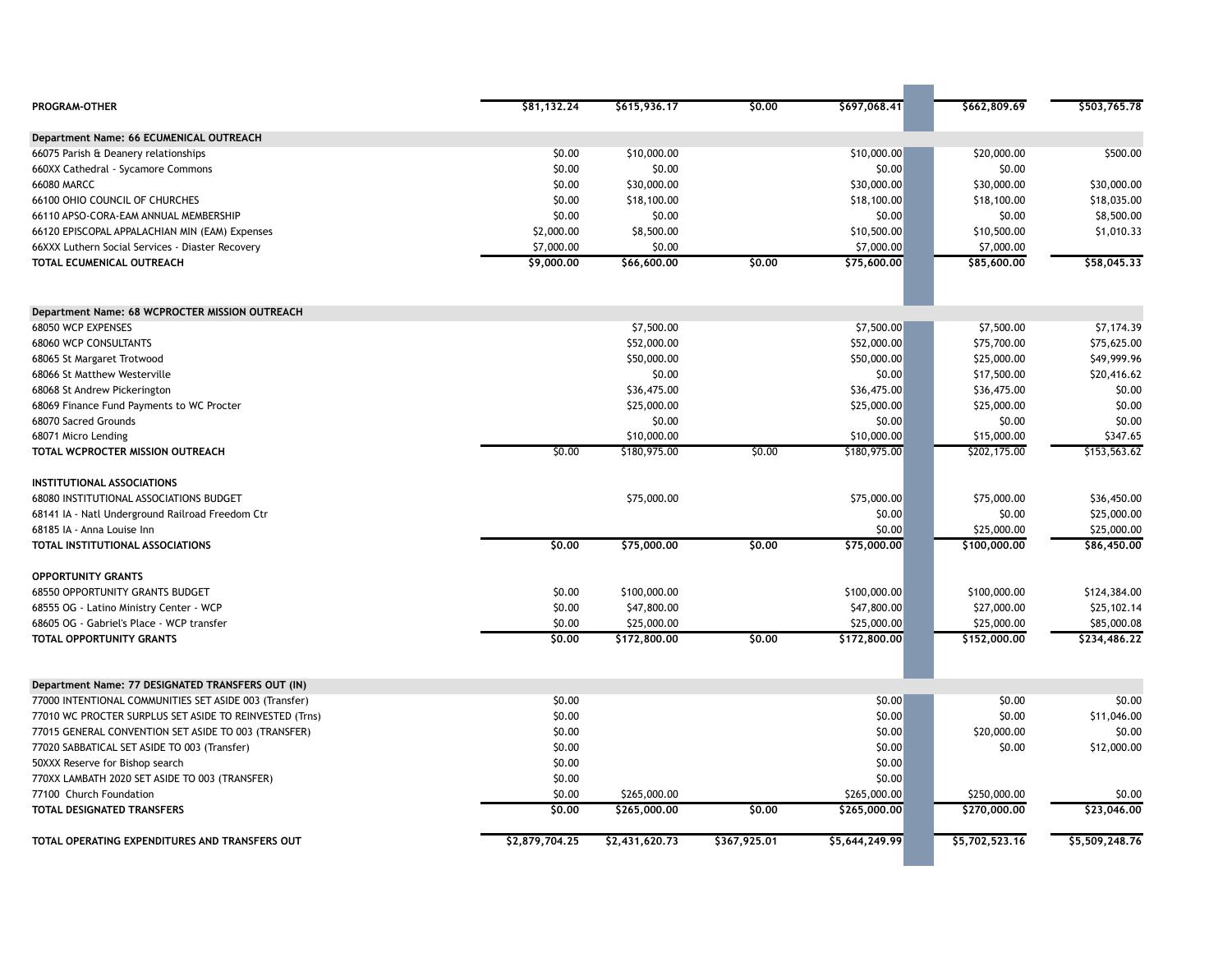| | | | | | | |
|---|---|---|---|---|---|---|
| **PROGRAM-OTHER** | **$81,132.24** | **$615,936.17** | **$0.00** | **$697,068.41** | **$662,809.69** | **$503,765.78** |
| **Department Name: 66 ECUMENICAL OUTREACH** | | | | | | |
| 66075 Parish & Deanery relationships | $0.00 | $10,000.00 | | $10,000.00 | $20,000.00 | $500.00 |
| 660XX Cathedral - Sycamore Commons | $0.00 | $0.00 | | $0.00 | $0.00 | |
| 66080 MARCC | $0.00 | $30,000.00 | | $30,000.00 | $30,000.00 | $30,000.00 |
| 66100 OHIO COUNCIL OF CHURCHES | $0.00 | $18,100.00 | | $18,100.00 | $18,100.00 | $18,035.00 |
| 66110 APSO-CORA-EAM ANNUAL MEMBERSHIP | $0.00 | $0.00 | | $0.00 | $0.00 | $8,500.00 |
| 66120 EPISCOPAL APPALACHIAN MIN (EAM) Expenses | $2,000.00 | $8,500.00 | | $10,500.00 | $10,500.00 | $1,010.33 |
| 66XXX Luthern Social Services - Diaster Recovery | $7,000.00 | $0.00 | | $7,000.00 | $7,000.00 | |
| **TOTAL ECUMENICAL OUTREACH** | **$9,000.00** | **$66,600.00** | **$0.00** | **$75,600.00** | **$85,600.00** | **$58,045.33** |
| **Department Name: 68 WCPROCTER MISSION OUTREACH** | | | | | | |
| 68050 WCP EXPENSES | | $7,500.00 | | $7,500.00 | $7,500.00 | $7,174.39 |
| 68060 WCP CONSULTANTS | | $52,000.00 | | $52,000.00 | $75,700.00 | $75,625.00 |
| 68065 St Margaret Trotwood | | $50,000.00 | | $50,000.00 | $25,000.00 | $49,999.96 |
| 68066 St Matthew Westerville | | $0.00 | | $0.00 | $17,500.00 | $20,416.62 |
| 68068 St Andrew Pickerington | | $36,475.00 | | $36,475.00 | $36,475.00 | $0.00 |
| 68069 Finance Fund Payments to WC Procter | | $25,000.00 | | $25,000.00 | $25,000.00 | $0.00 |
| 68070 Sacred Grounds | | $0.00 | | $0.00 | $0.00 | $0.00 |
| 68071 Micro Lending | | $10,000.00 | | $10,000.00 | $15,000.00 | $347.65 |
| **TOTAL WCPROCTER MISSION OUTREACH** | $0.00 | $180,975.00 | $0.00 | $180,975.00 | $202,175.00 | $153,563.62 |
| **INSTITUTIONAL ASSOCIATIONS** | | | | | | |
| 68080 INSTITUTIONAL ASSOCIATIONS BUDGET | | $75,000.00 | | $75,000.00 | $75,000.00 | $36,450.00 |
| 68141 IA - Natl Underground Railroad Freedom Ctr | | | | $0.00 | $0.00 | $25,000.00 |
| 68185 IA - Anna Louise Inn | | | | $0.00 | $25,000.00 | $25,000.00 |
| **TOTAL INSTITUTIONAL ASSOCIATIONS** | **$0.00** | **$75,000.00** | **$0.00** | **$75,000.00** | **$100,000.00** | **$86,450.00** |
| **OPPORTUNITY GRANTS** | | | | | | |
| 68550 OPPORTUNITY GRANTS BUDGET | $0.00 | $100,000.00 | | $100,000.00 | $100,000.00 | $124,384.00 |
| 68555 OG - Latino Ministry Center - WCP | $0.00 | $47,800.00 | | $47,800.00 | $27,000.00 | $25,102.14 |
| 68605 OG - Gabriel's Place - WCP transfer | $0.00 | $25,000.00 | | $25,000.00 | $25,000.00 | $85,000.08 |
| **TOTAL OPPORTUNITY GRANTS** | **$0.00** | **$172,800.00** | **$0.00** | **$172,800.00** | **$152,000.00** | **$234,486.22** |
| **Department Name: 77 DESIGNATED TRANSFERS OUT (IN)** | | | | | | |
| 77000 INTENTIONAL COMMUNITIES SET ASIDE 003 (Transfer) | $0.00 | | | $0.00 | $0.00 | $0.00 |
| 77010 WC PROCTER SURPLUS SET ASIDE TO REINVESTED (Trns) | $0.00 | | | $0.00 | $0.00 | $11,046.00 |
| 77015 GENERAL CONVENTION SET ASIDE TO 003 (TRANSFER) | $0.00 | | | $0.00 | $20,000.00 | $0.00 |
| 77020 SABBATICAL SET ASIDE TO 003 (Transfer) | $0.00 | | | $0.00 | $0.00 | $12,000.00 |
| 50XXX Reserve for Bishop search | $0.00 | | | $0.00 | | |
| 770XX LAMBATH 2020 SET ASIDE TO 003 (TRANSFER) | $0.00 | | | $0.00 | | |
| 77100 Church Foundation | $0.00 | $265,000.00 | | $265,000.00 | $250,000.00 | $0.00 |
| **TOTAL DESIGNATED TRANSFERS** | **$0.00** | **$265,000.00** | **$0.00** | **$265,000.00** | **$270,000.00** | **$23,046.00** |
| **TOTAL OPERATING EXPENDITURES AND TRANSFERS OUT** | **$2,879,704.25** | **$2,431,620.73** | **$367,925.01** | **$5,644,249.99** | **$5,702,523.16** | **$5,509,248.76** |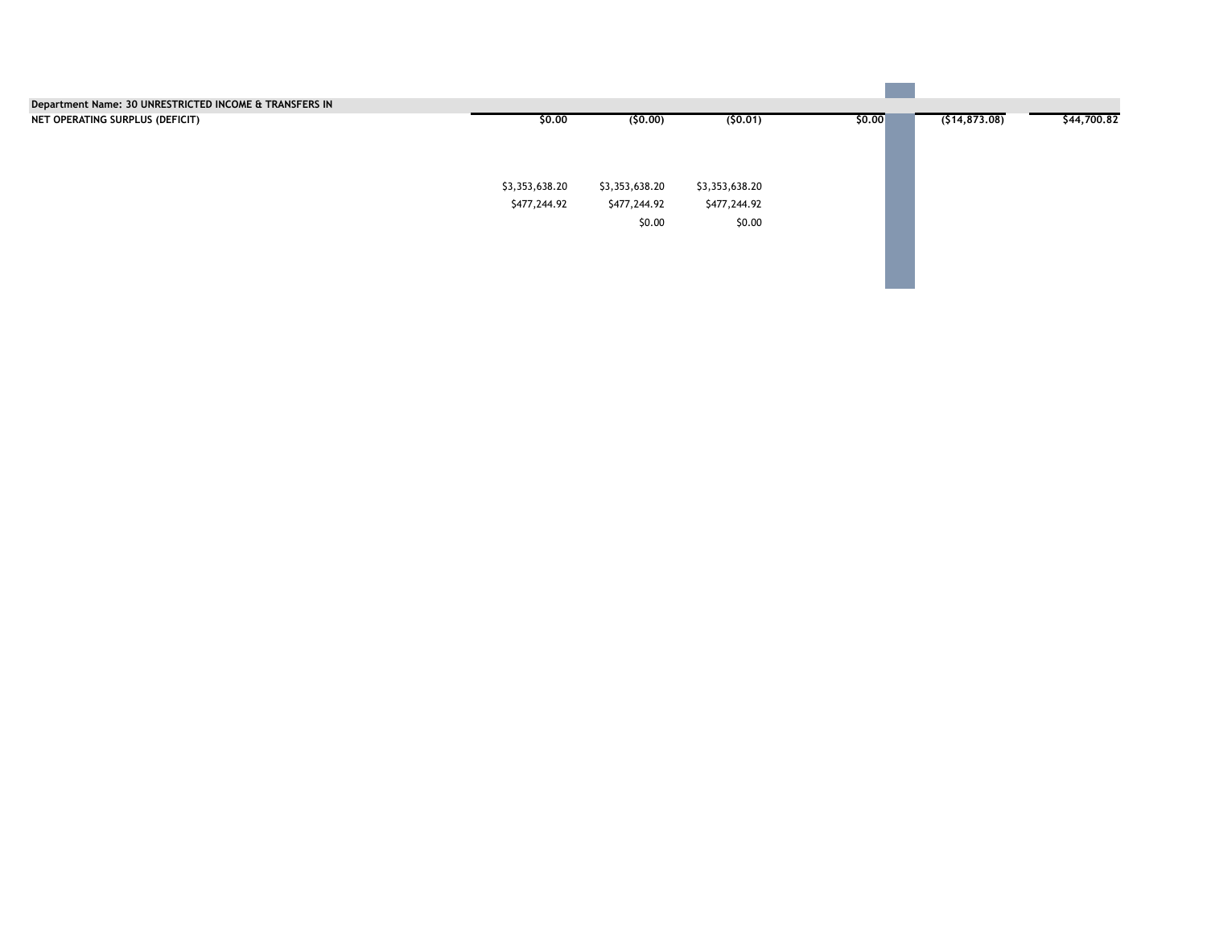| | | | | | | |
|---|---|---|---|---|---|---|
| **Department Name: 30 UNRESTRICTED INCOME & TRANSFERS IN** | | | | | | |
| **NET OPERATING SURPLUS (DEFICIT)** | **$0.00** | **($0.00)** | **($0.01)** | **$0.00** | **($14,873.08)** | **$44,700.82** |
| | $3,353,638.20 | $3,353,638.20 | $3,353,638.20 | | | |
| | $477,244.92 | $477,244.92 | $477,244.92 | | | |
| | | $0.00 | $0.00 | | | |